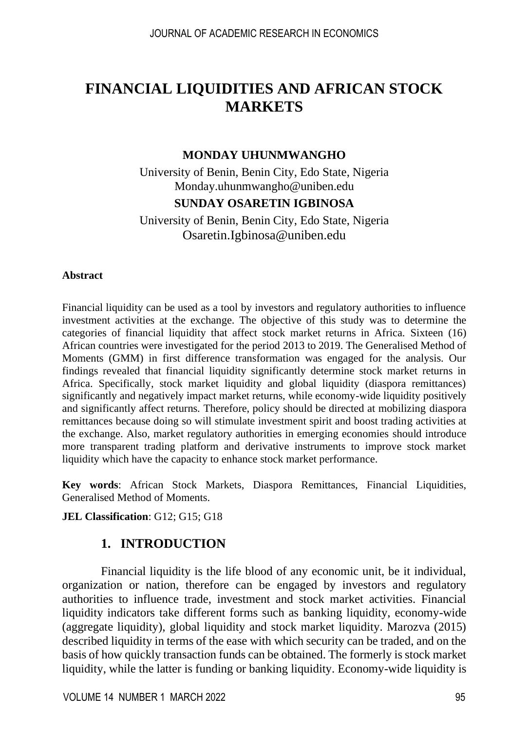# FINANCIAL LIQUIDITIES AND AFRICAN STOCK MARKETS

**MONDAY UHUNMWANGHO**

University of Benin, Benin City, Edo State, Nigeria
Monday.uhunmwangho@uniben.edu

**SUNDAY OSARETIN IGBINOSA**

University of Benin, Benin City, Edo State, Nigeria
Osaretin.Igbinosa@uniben.edu

**Abstract**

Financial liquidity can be used as a tool by investors and regulatory authorities to influence investment activities at the exchange. The objective of this study was to determine the categories of financial liquidity that affect stock market returns in Africa. Sixteen (16) African countries were investigated for the period 2013 to 2019. The Generalised Method of Moments (GMM) in first difference transformation was engaged for the analysis. Our findings revealed that financial liquidity significantly determine stock market returns in Africa. Specifically, stock market liquidity and global liquidity (diaspora remittances) significantly and negatively impact market returns, while economy-wide liquidity positively and significantly affect returns. Therefore, policy should be directed at mobilizing diaspora remittances because doing so will stimulate investment spirit and boost trading activities at the exchange. Also, market regulatory authorities in emerging economies should introduce more transparent trading platform and derivative instruments to improve stock market liquidity which have the capacity to enhance stock market performance.

**Key words**: African Stock Markets, Diaspora Remittances, Financial Liquidities, Generalised Method of Moments.

**JEL Classification**: G12; G15; G18

## 1. INTRODUCTION

Financial liquidity is the life blood of any economic unit, be it individual, organization or nation, therefore can be engaged by investors and regulatory authorities to influence trade, investment and stock market activities. Financial liquidity indicators take different forms such as banking liquidity, economy-wide (aggregate liquidity), global liquidity and stock market liquidity. Marozva (2015) described liquidity in terms of the ease with which security can be traded, and on the basis of how quickly transaction funds can be obtained. The formerly is stock market liquidity, while the latter is funding or banking liquidity. Economy-wide liquidity is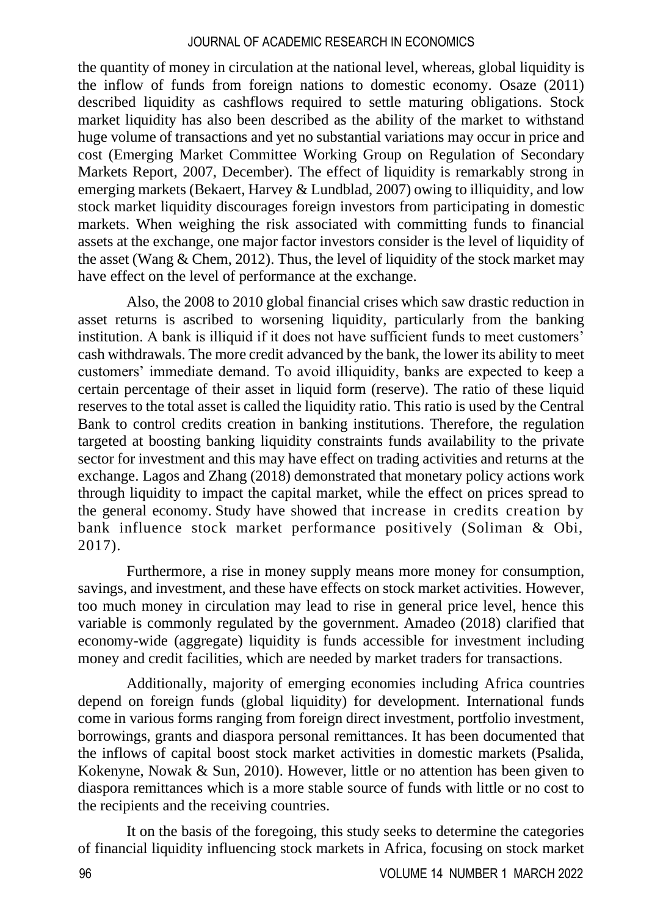the quantity of money in circulation at the national level, whereas, global liquidity is the inflow of funds from foreign nations to domestic economy. Osaze (2011) described liquidity as cashflows required to settle maturing obligations. Stock market liquidity has also been described as the ability of the market to withstand huge volume of transactions and yet no substantial variations may occur in price and cost (Emerging Market Committee Working Group on Regulation of Secondary Markets Report, 2007, December). The effect of liquidity is remarkably strong in emerging markets (Bekaert, Harvey & Lundblad, 2007) owing to illiquidity, and low stock market liquidity discourages foreign investors from participating in domestic markets. When weighing the risk associated with committing funds to financial assets at the exchange, one major factor investors consider is the level of liquidity of the asset (Wang & Chem, 2012). Thus, the level of liquidity of the stock market may have effect on the level of performance at the exchange.

Also, the 2008 to 2010 global financial crises which saw drastic reduction in asset returns is ascribed to worsening liquidity, particularly from the banking institution. A bank is illiquid if it does not have sufficient funds to meet customers' cash withdrawals. The more credit advanced by the bank, the lower its ability to meet customers' immediate demand. To avoid illiquidity, banks are expected to keep a certain percentage of their asset in liquid form (reserve). The ratio of these liquid reserves to the total asset is called the liquidity ratio. This ratio is used by the Central Bank to control credits creation in banking institutions. Therefore, the regulation targeted at boosting banking liquidity constraints funds availability to the private sector for investment and this may have effect on trading activities and returns at the exchange. Lagos and Zhang (2018) demonstrated that monetary policy actions work through liquidity to impact the capital market, while the effect on prices spread to the general economy. Study have showed that increase in credits creation by bank influence stock market performance positively (Soliman & Obi, 2017).

Furthermore, a rise in money supply means more money for consumption, savings, and investment, and these have effects on stock market activities. However, too much money in circulation may lead to rise in general price level, hence this variable is commonly regulated by the government. Amadeo (2018) clarified that economy-wide (aggregate) liquidity is funds accessible for investment including money and credit facilities, which are needed by market traders for transactions.

Additionally, majority of emerging economies including Africa countries depend on foreign funds (global liquidity) for development. International funds come in various forms ranging from foreign direct investment, portfolio investment, borrowings, grants and diaspora personal remittances. It has been documented that the inflows of capital boost stock market activities in domestic markets (Psalida, Kokenyne, Nowak & Sun, 2010). However, little or no attention has been given to diaspora remittances which is a more stable source of funds with little or no cost to the recipients and the receiving countries.

It on the basis of the foregoing, this study seeks to determine the categories of financial liquidity influencing stock markets in Africa, focusing on stock market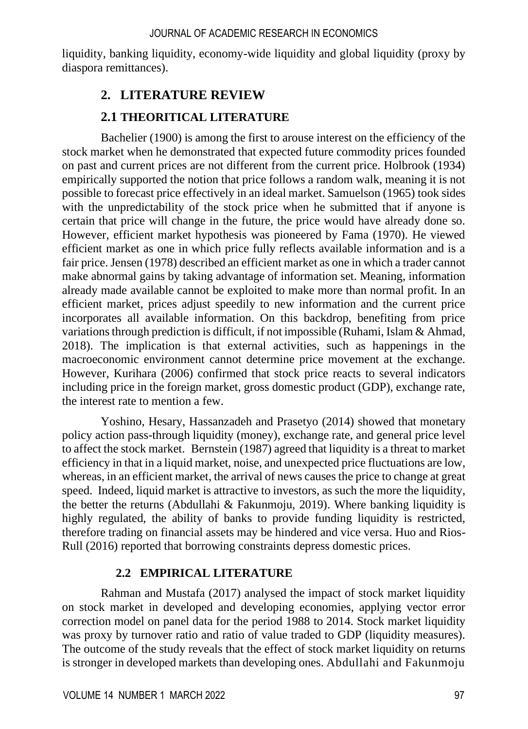liquidity, banking liquidity, economy-wide liquidity and global liquidity (proxy by diaspora remittances).

## 2. LITERATURE REVIEW

### 2.1 THEORITICAL LITERATURE

Bachelier (1900) is among the first to arouse interest on the efficiency of the stock market when he demonstrated that expected future commodity prices founded on past and current prices are not different from the current price. Holbrook (1934) empirically supported the notion that price follows a random walk, meaning it is not possible to forecast price effectively in an ideal market. Samuelson (1965) took sides with the unpredictability of the stock price when he submitted that if anyone is certain that price will change in the future, the price would have already done so. However, efficient market hypothesis was pioneered by Fama (1970). He viewed efficient market as one in which price fully reflects available information and is a fair price. Jensen (1978) described an efficient market as one in which a trader cannot make abnormal gains by taking advantage of information set. Meaning, information already made available cannot be exploited to make more than normal profit. In an efficient market, prices adjust speedily to new information and the current price incorporates all available information. On this backdrop, benefiting from price variations through prediction is difficult, if not impossible (Ruhami, Islam & Ahmad, 2018). The implication is that external activities, such as happenings in the macroeconomic environment cannot determine price movement at the exchange. However, Kurihara (2006) confirmed that stock price reacts to several indicators including price in the foreign market, gross domestic product (GDP), exchange rate, the interest rate to mention a few.

Yoshino, Hesary, Hassanzadeh and Prasetyo (2014) showed that monetary policy action pass-through liquidity (money), exchange rate, and general price level to affect the stock market. Bernstein (1987) agreed that liquidity is a threat to market efficiency in that in a liquid market, noise, and unexpected price fluctuations are low, whereas, in an efficient market, the arrival of news causes the price to change at great speed. Indeed, liquid market is attractive to investors, as such the more the liquidity, the better the returns (Abdullahi & Fakunmoju, 2019). Where banking liquidity is highly regulated, the ability of banks to provide funding liquidity is restricted, therefore trading on financial assets may be hindered and vice versa. Huo and Rios-Rull (2016) reported that borrowing constraints depress domestic prices.

### 2.2 EMPIRICAL LITERATURE

Rahman and Mustafa (2017) analysed the impact of stock market liquidity on stock market in developed and developing economies, applying vector error correction model on panel data for the period 1988 to 2014. Stock market liquidity was proxy by turnover ratio and ratio of value traded to GDP (liquidity measures). The outcome of the study reveals that the effect of stock market liquidity on returns is stronger in developed markets than developing ones. Abdullahi and Fakunmoju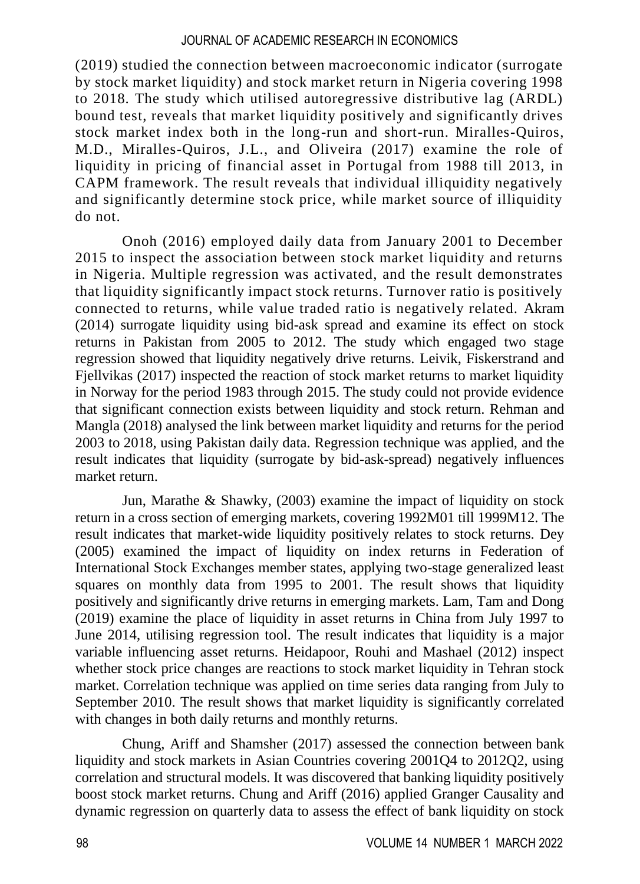(2019) studied the connection between macroeconomic indicator (surrogate by stock market liquidity) and stock market return in Nigeria covering 1998 to 2018. The study which utilised autoregressive distributive lag (ARDL) bound test, reveals that market liquidity positively and significantly drives stock market index both in the long-run and short-run. Miralles-Quiros, M.D., Miralles-Quiros, J.L., and Oliveira (2017) examine the role of liquidity in pricing of financial asset in Portugal from 1988 till 2013, in CAPM framework. The result reveals that individual illiquidity negatively and significantly determine stock price, while market source of illiquidity do not.

Onoh (2016) employed daily data from January 2001 to December 2015 to inspect the association between stock market liquidity and returns in Nigeria. Multiple regression was activated, and the result demonstrates that liquidity significantly impact stock returns. Turnover ratio is positively connected to returns, while value traded ratio is negatively related. Akram (2014) surrogate liquidity using bid-ask spread and examine its effect on stock returns in Pakistan from 2005 to 2012. The study which engaged two stage regression showed that liquidity negatively drive returns. Leivik, Fiskerstrand and Fjellvikas (2017) inspected the reaction of stock market returns to market liquidity in Norway for the period 1983 through 2015. The study could not provide evidence that significant connection exists between liquidity and stock return. Rehman and Mangla (2018) analysed the link between market liquidity and returns for the period 2003 to 2018, using Pakistan daily data. Regression technique was applied, and the result indicates that liquidity (surrogate by bid-ask-spread) negatively influences market return.

Jun, Marathe & Shawky, (2003) examine the impact of liquidity on stock return in a cross section of emerging markets, covering 1992M01 till 1999M12. The result indicates that market-wide liquidity positively relates to stock returns. Dey (2005) examined the impact of liquidity on index returns in Federation of International Stock Exchanges member states, applying two-stage generalized least squares on monthly data from 1995 to 2001. The result shows that liquidity positively and significantly drive returns in emerging markets. Lam, Tam and Dong (2019) examine the place of liquidity in asset returns in China from July 1997 to June 2014, utilising regression tool. The result indicates that liquidity is a major variable influencing asset returns. Heidapoor, Rouhi and Mashael (2012) inspect whether stock price changes are reactions to stock market liquidity in Tehran stock market. Correlation technique was applied on time series data ranging from July to September 2010. The result shows that market liquidity is significantly correlated with changes in both daily returns and monthly returns.

Chung, Ariff and Shamsher (2017) assessed the connection between bank liquidity and stock markets in Asian Countries covering 2001Q4 to 2012Q2, using correlation and structural models. It was discovered that banking liquidity positively boost stock market returns. Chung and Ariff (2016) applied Granger Causality and dynamic regression on quarterly data to assess the effect of bank liquidity on stock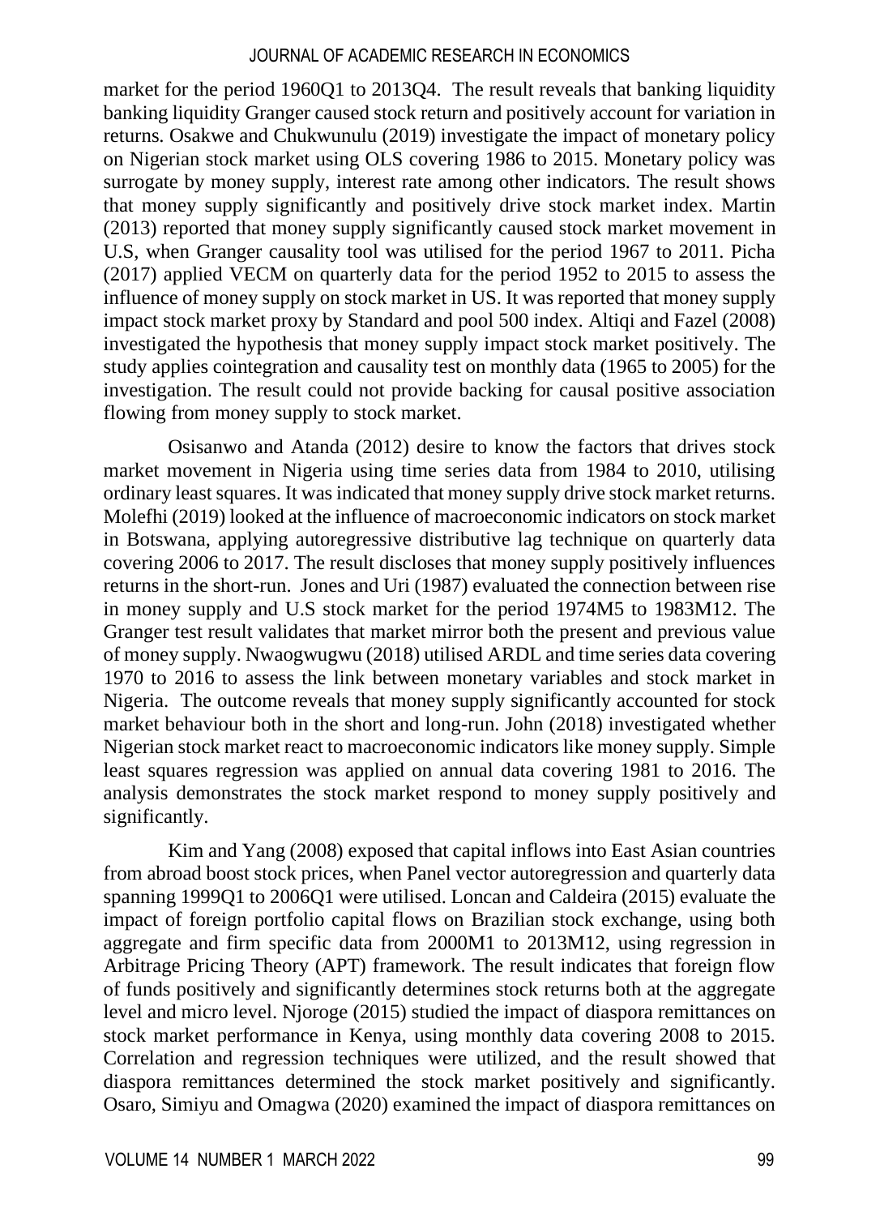market for the period 1960Q1 to 2013Q4. The result reveals that banking liquidity banking liquidity Granger caused stock return and positively account for variation in returns. Osakwe and Chukwunulu (2019) investigate the impact of monetary policy on Nigerian stock market using OLS covering 1986 to 2015. Monetary policy was surrogate by money supply, interest rate among other indicators. The result shows that money supply significantly and positively drive stock market index. Martin (2013) reported that money supply significantly caused stock market movement in U.S, when Granger causality tool was utilised for the period 1967 to 2011. Picha (2017) applied VECM on quarterly data for the period 1952 to 2015 to assess the influence of money supply on stock market in US. It was reported that money supply impact stock market proxy by Standard and pool 500 index. Altiqi and Fazel (2008) investigated the hypothesis that money supply impact stock market positively. The study applies cointegration and causality test on monthly data (1965 to 2005) for the investigation. The result could not provide backing for causal positive association flowing from money supply to stock market.

Osisanwo and Atanda (2012) desire to know the factors that drives stock market movement in Nigeria using time series data from 1984 to 2010, utilising ordinary least squares. It was indicated that money supply drive stock market returns. Molefhi (2019) looked at the influence of macroeconomic indicators on stock market in Botswana, applying autoregressive distributive lag technique on quarterly data covering 2006 to 2017. The result discloses that money supply positively influences returns in the short-run. Jones and Uri (1987) evaluated the connection between rise in money supply and U.S stock market for the period 1974M5 to 1983M12. The Granger test result validates that market mirror both the present and previous value of money supply. Nwaogwugwu (2018) utilised ARDL and time series data covering 1970 to 2016 to assess the link between monetary variables and stock market in Nigeria. The outcome reveals that money supply significantly accounted for stock market behaviour both in the short and long-run. John (2018) investigated whether Nigerian stock market react to macroeconomic indicators like money supply. Simple least squares regression was applied on annual data covering 1981 to 2016. The analysis demonstrates the stock market respond to money supply positively and significantly.

Kim and Yang (2008) exposed that capital inflows into East Asian countries from abroad boost stock prices, when Panel vector autoregression and quarterly data spanning 1999Q1 to 2006Q1 were utilised. Loncan and Caldeira (2015) evaluate the impact of foreign portfolio capital flows on Brazilian stock exchange, using both aggregate and firm specific data from 2000M1 to 2013M12, using regression in Arbitrage Pricing Theory (APT) framework. The result indicates that foreign flow of funds positively and significantly determines stock returns both at the aggregate level and micro level. Njoroge (2015) studied the impact of diaspora remittances on stock market performance in Kenya, using monthly data covering 2008 to 2015. Correlation and regression techniques were utilized, and the result showed that diaspora remittances determined the stock market positively and significantly. Osaro, Simiyu and Omagwa (2020) examined the impact of diaspora remittances on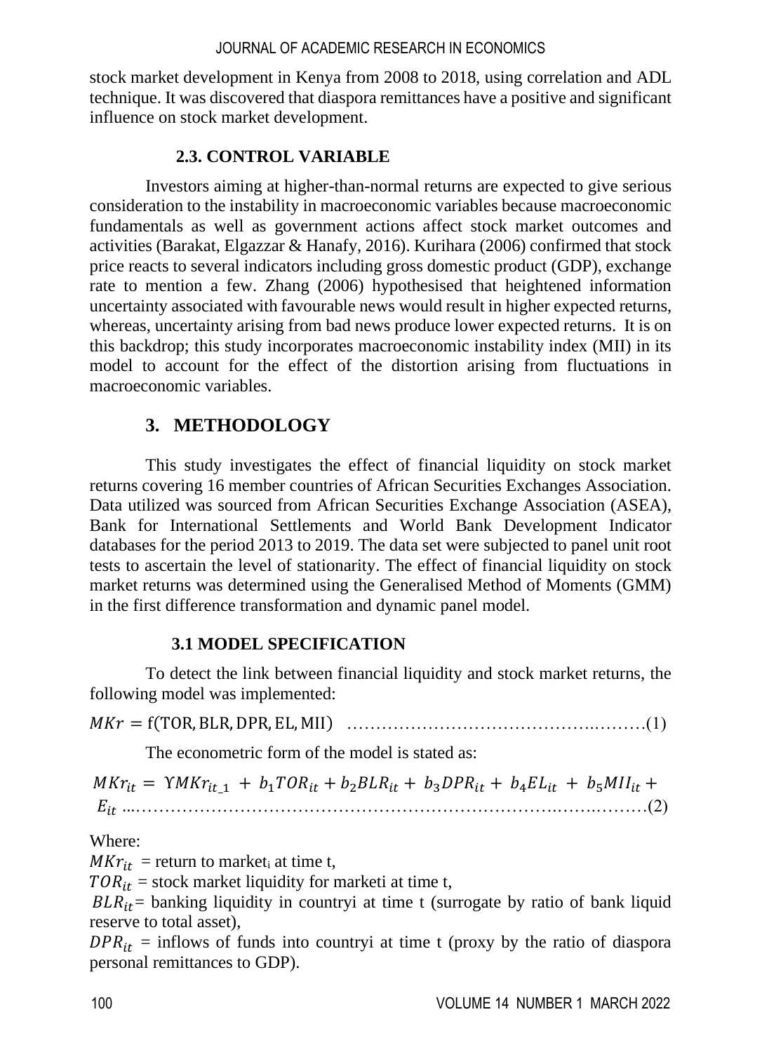stock market development in Kenya from 2008 to 2018, using correlation and ADL technique. It was discovered that diaspora remittances have a positive and significant influence on stock market development.

### 2.3. CONTROL VARIABLE

Investors aiming at higher-than-normal returns are expected to give serious consideration to the instability in macroeconomic variables because macroeconomic fundamentals as well as government actions affect stock market outcomes and activities (Barakat, Elgazzar & Hanafy, 2016). Kurihara (2006) confirmed that stock price reacts to several indicators including gross domestic product (GDP), exchange rate to mention a few. Zhang (2006) hypothesised that heightened information uncertainty associated with favourable news would result in higher expected returns, whereas, uncertainty arising from bad news produce lower expected returns. It is on this backdrop; this study incorporates macroeconomic instability index (MII) in its model to account for the effect of the distortion arising from fluctuations in macroeconomic variables.

## 3. METHODOLOGY

This study investigates the effect of financial liquidity on stock market returns covering 16 member countries of African Securities Exchanges Association. Data utilized was sourced from African Securities Exchange Association (ASEA), Bank for International Settlements and World Bank Development Indicator databases for the period 2013 to 2019. The data set were subjected to panel unit root tests to ascertain the level of stationarity. The effect of financial liquidity on stock market returns was determined using the Generalised Method of Moments (GMM) in the first difference transformation and dynamic panel model.

### 3.1 MODEL SPECIFICATION

To detect the link between financial liquidity and stock market returns, the following model was implemented:

$$MKr = \text{f}(\text{TOR}, \text{BLR}, \text{DPR}, \text{EL}, \text{MII}) \quad \text{.........(1)}$$

The econometric form of the model is stated as:

$$MKr_{it} = \Upsilon MKr_{it\_1} + b_1 TOR_{it} + b_2 BLR_{it} + b_3 DPR_{it} + b_4 EL_{it} + b_5 MII_{it} + E_{it} \quad \text{.........(2)}$$

Where:

$MKr_{it}$ = return to market$_i$ at time t,

$TOR_{it}$ = stock market liquidity for marketi at time t,

$BLR_{it}$ = banking liquidity in countryi at time t (surrogate by ratio of bank liquid reserve to total asset),

$DPR_{it}$ = inflows of funds into countryi at time t (proxy by the ratio of diaspora personal remittances to GDP).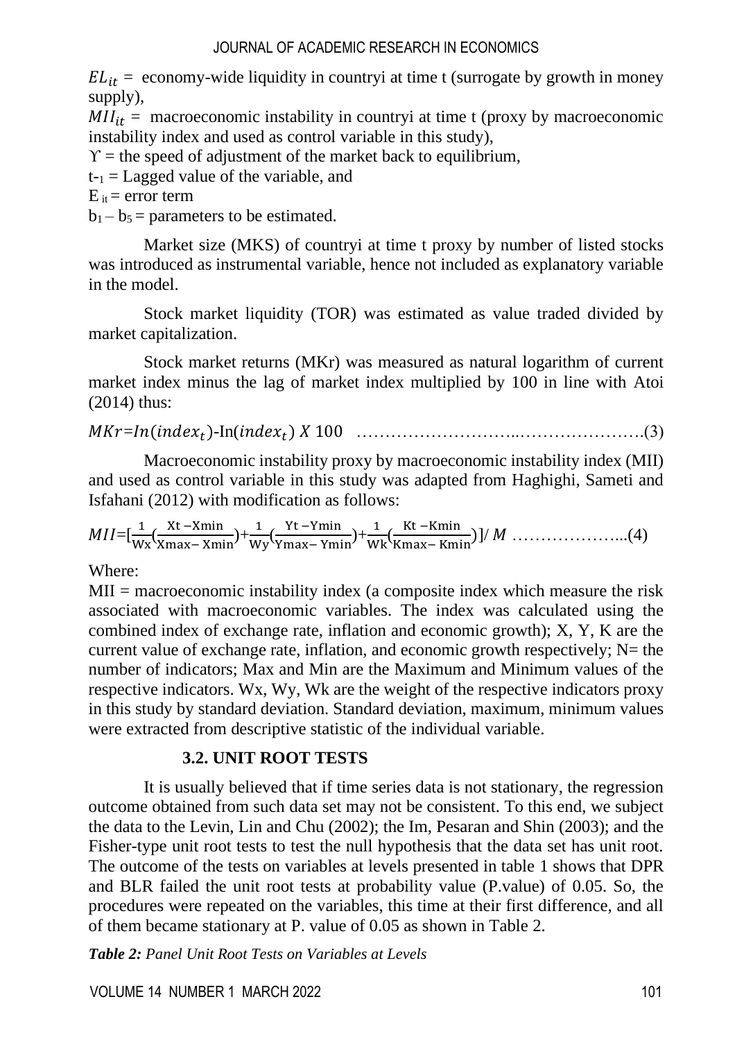$EL_{it}$ = economy-wide liquidity in countryi at time t (surrogate by growth in money supply),

$MII_{it}$ = macroeconomic instability in countryi at time t (proxy by macroeconomic instability index and used as control variable in this study),

ϒ = the speed of adjustment of the market back to equilibrium,

$t_{-1}$ = Lagged value of the variable, and

$E_{it}$ = error term

$b_1 - b_5$ = parameters to be estimated.

Market size (MKS) of countryi at time t proxy by number of listed stocks was introduced as instrumental variable, hence not included as explanatory variable in the model.

Stock market liquidity (TOR) was estimated as value traded divided by market capitalization.

Stock market returns (MKr) was measured as natural logarithm of current market index minus the lag of market index multiplied by 100 in line with Atoi (2014) thus:

$$MKr = In(index_t)\text{-}In(index_t)\ X\ 100 \quad \text{……………………….………………….(3)}$$

Macroeconomic instability proxy by macroeconomic instability index (MII) and used as control variable in this study was adapted from Haghighi, Sameti and Isfahani (2012) with modification as follows:

$$MII = \left[\frac{1}{Wx}\left(\frac{Xt - Xmin}{Xmax - Xmin}\right) + \frac{1}{Wy}\left(\frac{Yt - Ymin}{Ymax - Ymin}\right) + \frac{1}{Wk}\left(\frac{Kt - Kmin}{Kmax - Kmin}\right)\right] / M \quad \text{………………...(4)}$$

Where:

MII = macroeconomic instability index (a composite index which measure the risk associated with macroeconomic variables. The index was calculated using the combined index of exchange rate, inflation and economic growth); X, Y, K are the current value of exchange rate, inflation, and economic growth respectively; N= the number of indicators; Max and Min are the Maximum and Minimum values of the respective indicators. Wx, Wy, Wk are the weight of the respective indicators proxy in this study by standard deviation. Standard deviation, maximum, minimum values were extracted from descriptive statistic of the individual variable.

### 3.2. UNIT ROOT TESTS

It is usually believed that if time series data is not stationary, the regression outcome obtained from such data set may not be consistent. To this end, we subject the data to the Levin, Lin and Chu (2002); the Im, Pesaran and Shin (2003); and the Fisher-type unit root tests to test the null hypothesis that the data set has unit root. The outcome of the tests on variables at levels presented in table 1 shows that DPR and BLR failed the unit root tests at probability value (P.value) of 0.05. So, the procedures were repeated on the variables, this time at their first difference, and all of them became stationary at P. value of 0.05 as shown in Table 2.

***Table 2:** Panel Unit Root Tests on Variables at Levels*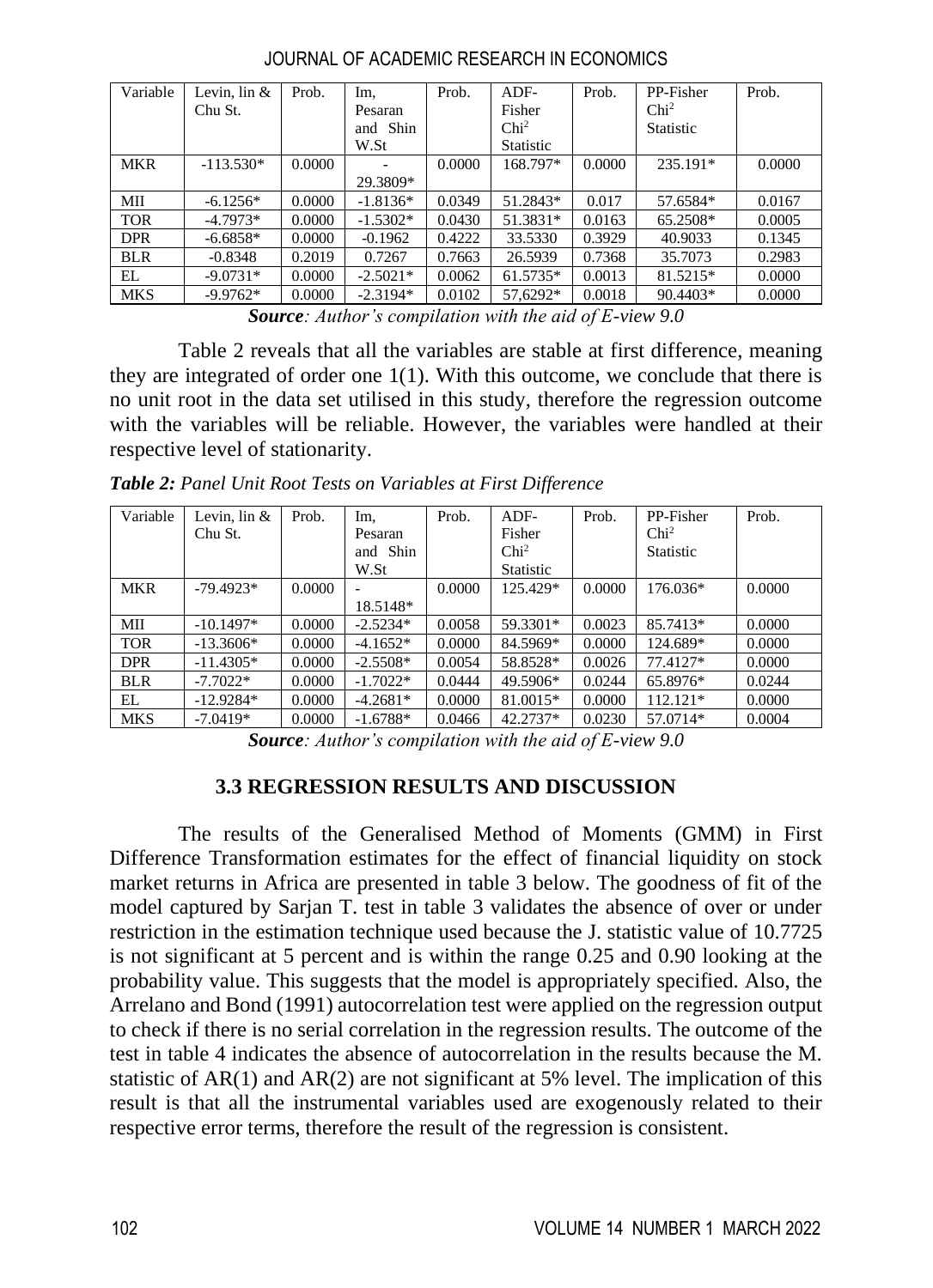| Variable | Levin, lin & Chu St. | Prob. | Im, Pesaran and Shin W.St | Prob. | ADF-Fisher $Chi^2$ Statistic | Prob. | PP-Fisher $Chi^2$ Statistic | Prob. |
|---|---|---|---|---|---|---|---|---|
| MKR | -113.530* | 0.0000 | -29.3809* | 0.0000 | 168.797* | 0.0000 | 235.191* | 0.0000 |
| MII | -6.1256* | 0.0000 | -1.8136* | 0.0349 | 51.2843* | 0.017 | 57.6584* | 0.0167 |
| TOR | -4.7973* | 0.0000 | -1.5302* | 0.0430 | 51.3831* | 0.0163 | 65.2508* | 0.0005 |
| DPR | -6.6858* | 0.0000 | -0.1962 | 0.4222 | 33.5330 | 0.3929 | 40.9033 | 0.1345 |
| BLR | -0.8348 | 0.2019 | 0.7267 | 0.7663 | 26.5939 | 0.7368 | 35.7073 | 0.2983 |
| EL | -9.0731* | 0.0000 | -2.5021* | 0.0062 | 61.5735* | 0.0013 | 81.5215* | 0.0000 |
| MKS | -9.9762* | 0.0000 | -2.3194* | 0.0102 | 57,6292* | 0.0018 | 90.4403* | 0.0000 |

***Source**: Author's compilation with the aid of E-view 9.0*

Table 2 reveals that all the variables are stable at first difference, meaning they are integrated of order one 1(1). With this outcome, we conclude that there is no unit root in the data set utilised in this study, therefore the regression outcome with the variables will be reliable. However, the variables were handled at their respective level of stationarity.

***Table 2:** Panel Unit Root Tests on Variables at First Difference*

| Variable | Levin, lin & Chu St. | Prob. | Im, Pesaran and Shin W.St | Prob. | ADF-Fisher $Chi^2$ Statistic | Prob. | PP-Fisher $Chi^2$ Statistic | Prob. |
|---|---|---|---|---|---|---|---|---|
| MKR | -79.4923* | 0.0000 | -18.5148* | 0.0000 | 125.429* | 0.0000 | 176.036* | 0.0000 |
| MII | -10.1497* | 0.0000 | -2.5234* | 0.0058 | 59.3301* | 0.0023 | 85.7413* | 0.0000 |
| TOR | -13.3606* | 0.0000 | -4.1652* | 0.0000 | 84.5969* | 0.0000 | 124.689* | 0.0000 |
| DPR | -11.4305* | 0.0000 | -2.5508* | 0.0054 | 58.8528* | 0.0026 | 77.4127* | 0.0000 |
| BLR | -7.7022* | 0.0000 | -1.7022* | 0.0444 | 49.5906* | 0.0244 | 65.8976* | 0.0244 |
| EL | -12.9284* | 0.0000 | -4.2681* | 0.0000 | 81.0015* | 0.0000 | 112.121* | 0.0000 |
| MKS | -7.0419* | 0.0000 | -1.6788* | 0.0466 | 42.2737* | 0.0230 | 57.0714* | 0.0004 |

***Source**: Author's compilation with the aid of E-view 9.0*

### 3.3 REGRESSION RESULTS AND DISCUSSION

The results of the Generalised Method of Moments (GMM) in First Difference Transformation estimates for the effect of financial liquidity on stock market returns in Africa are presented in table 3 below. The goodness of fit of the model captured by Sarjan T. test in table 3 validates the absence of over or under restriction in the estimation technique used because the J. statistic value of 10.7725 is not significant at 5 percent and is within the range 0.25 and 0.90 looking at the probability value. This suggests that the model is appropriately specified. Also, the Arrelano and Bond (1991) autocorrelation test were applied on the regression output to check if there is no serial correlation in the regression results. The outcome of the test in table 4 indicates the absence of autocorrelation in the results because the M. statistic of AR(1) and AR(2) are not significant at 5% level. The implication of this result is that all the instrumental variables used are exogenously related to their respective error terms, therefore the result of the regression is consistent.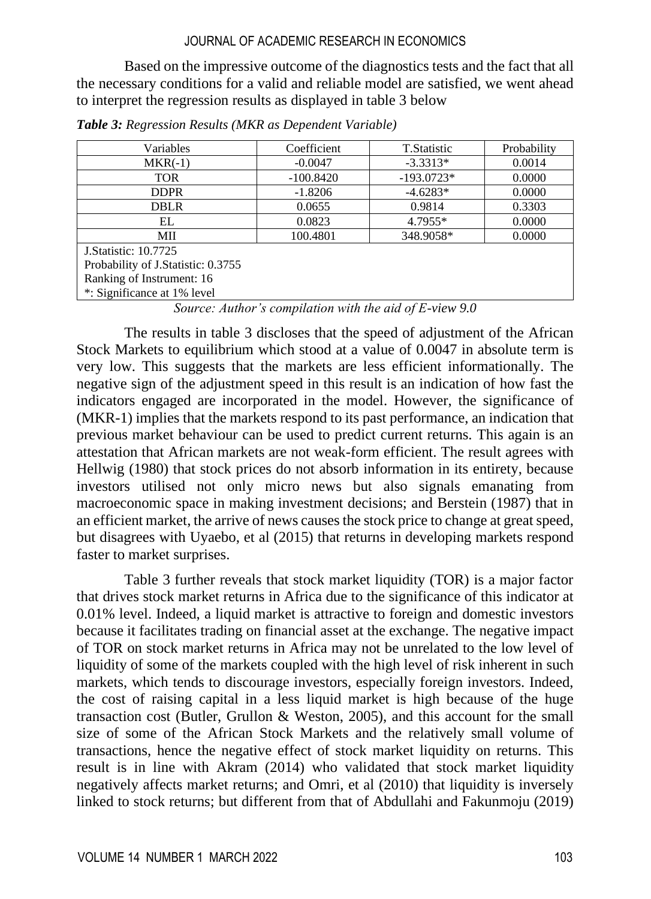Based on the impressive outcome of the diagnostics tests and the fact that all the necessary conditions for a valid and reliable model are satisfied, we went ahead to interpret the regression results as displayed in table 3 below

***Table 3:** Regression Results (MKR as Dependent Variable)*

| Variables | Coefficient | T.Statistic | Probability |
|---|---|---|---|
| MKR(-1) | -0.0047 | -3.3313* | 0.0014 |
| TOR | -100.8420 | -193.0723* | 0.0000 |
| DDPR | -1.8206 | -4.6283* | 0.0000 |
| DBLR | 0.0655 | 0.9814 | 0.3303 |
| EL | 0.0823 | 4.7955* | 0.0000 |
| MII | 100.4801 | 348.9058* | 0.0000 |
| J.Statistic: 10.7725 | | | |
| Probability of J.Statistic: 0.3755 | | | |
| Ranking of Instrument: 16 | | | |
| *: Significance at 1% level | | | |

*Source: Author's compilation with the aid of E-view 9.0*

The results in table 3 discloses that the speed of adjustment of the African Stock Markets to equilibrium which stood at a value of 0.0047 in absolute term is very low. This suggests that the markets are less efficient informationally. The negative sign of the adjustment speed in this result is an indication of how fast the indicators engaged are incorporated in the model. However, the significance of (MKR-1) implies that the markets respond to its past performance, an indication that previous market behaviour can be used to predict current returns. This again is an attestation that African markets are not weak-form efficient. The result agrees with Hellwig (1980) that stock prices do not absorb information in its entirety, because investors utilised not only micro news but also signals emanating from macroeconomic space in making investment decisions; and Berstein (1987) that in an efficient market, the arrive of news causes the stock price to change at great speed, but disagrees with Uyaebo, et al (2015) that returns in developing markets respond faster to market surprises.

Table 3 further reveals that stock market liquidity (TOR) is a major factor that drives stock market returns in Africa due to the significance of this indicator at 0.01% level. Indeed, a liquid market is attractive to foreign and domestic investors because it facilitates trading on financial asset at the exchange. The negative impact of TOR on stock market returns in Africa may not be unrelated to the low level of liquidity of some of the markets coupled with the high level of risk inherent in such markets, which tends to discourage investors, especially foreign investors. Indeed, the cost of raising capital in a less liquid market is high because of the huge transaction cost (Butler, Grullon & Weston, 2005), and this account for the small size of some of the African Stock Markets and the relatively small volume of transactions, hence the negative effect of stock market liquidity on returns. This result is in line with Akram (2014) who validated that stock market liquidity negatively affects market returns; and Omri, et al (2010) that liquidity is inversely linked to stock returns; but different from that of Abdullahi and Fakunmoju (2019)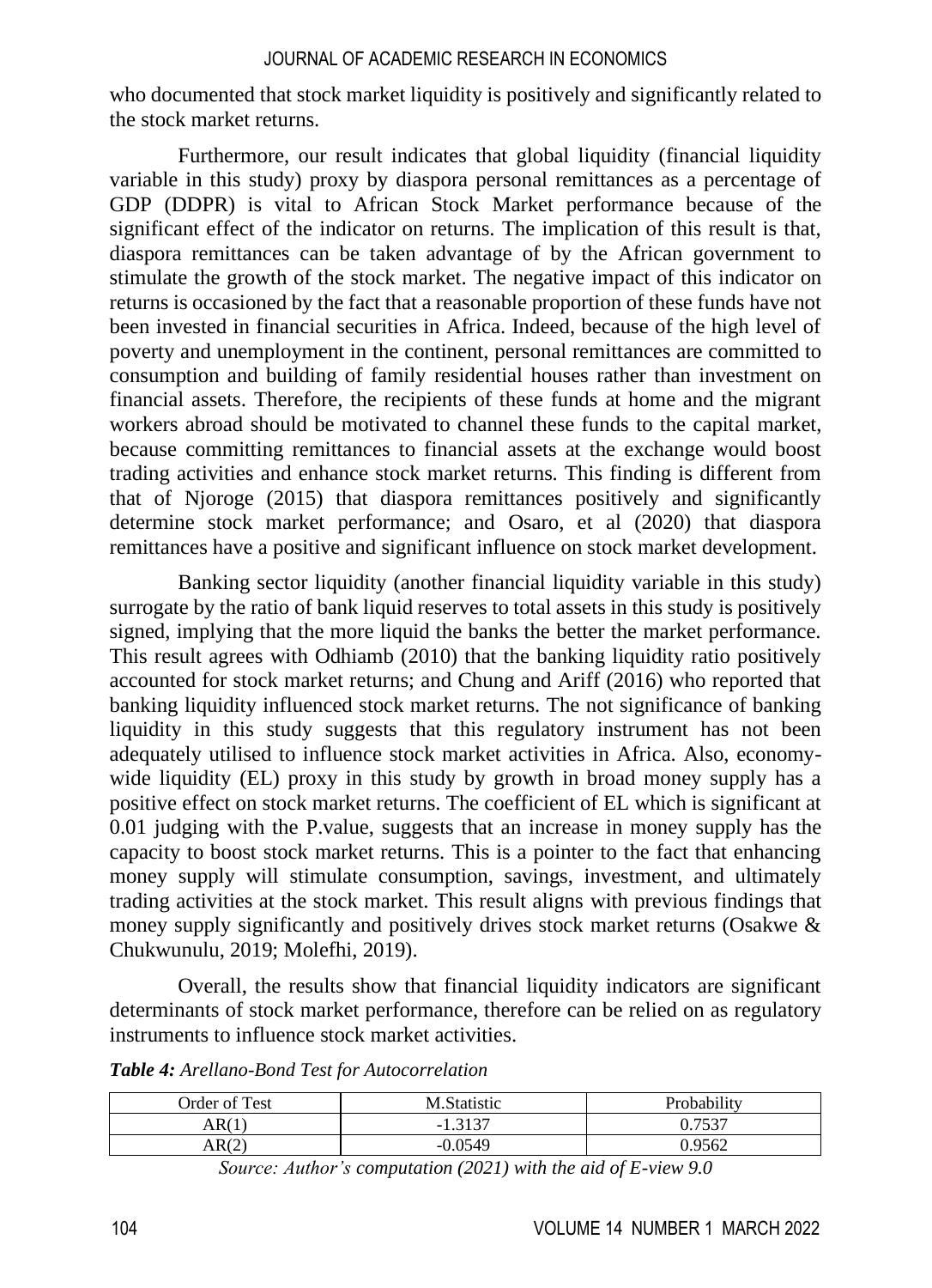who documented that stock market liquidity is positively and significantly related to the stock market returns.

Furthermore, our result indicates that global liquidity (financial liquidity variable in this study) proxy by diaspora personal remittances as a percentage of GDP (DDPR) is vital to African Stock Market performance because of the significant effect of the indicator on returns. The implication of this result is that, diaspora remittances can be taken advantage of by the African government to stimulate the growth of the stock market. The negative impact of this indicator on returns is occasioned by the fact that a reasonable proportion of these funds have not been invested in financial securities in Africa. Indeed, because of the high level of poverty and unemployment in the continent, personal remittances are committed to consumption and building of family residential houses rather than investment on financial assets. Therefore, the recipients of these funds at home and the migrant workers abroad should be motivated to channel these funds to the capital market, because committing remittances to financial assets at the exchange would boost trading activities and enhance stock market returns. This finding is different from that of Njoroge (2015) that diaspora remittances positively and significantly determine stock market performance; and Osaro, et al (2020) that diaspora remittances have a positive and significant influence on stock market development.

Banking sector liquidity (another financial liquidity variable in this study) surrogate by the ratio of bank liquid reserves to total assets in this study is positively signed, implying that the more liquid the banks the better the market performance. This result agrees with Odhiamb (2010) that the banking liquidity ratio positively accounted for stock market returns; and Chung and Ariff (2016) who reported that banking liquidity influenced stock market returns. The not significance of banking liquidity in this study suggests that this regulatory instrument has not been adequately utilised to influence stock market activities in Africa. Also, economy-wide liquidity (EL) proxy in this study by growth in broad money supply has a positive effect on stock market returns. The coefficient of EL which is significant at 0.01 judging with the P.value, suggests that an increase in money supply has the capacity to boost stock market returns. This is a pointer to the fact that enhancing money supply will stimulate consumption, savings, investment, and ultimately trading activities at the stock market. This result aligns with previous findings that money supply significantly and positively drives stock market returns (Osakwe & Chukwunulu, 2019; Molefhi, 2019).

Overall, the results show that financial liquidity indicators are significant determinants of stock market performance, therefore can be relied on as regulatory instruments to influence stock market activities.

***Table 4:** Arellano-Bond Test for Autocorrelation*

| Order of Test | M.Statistic | Probability |
|---|---|---|
| AR(1) | -1.3137 | 0.7537 |
| AR(2) | -0.0549 | 0.9562 |

*Source: Author's computation (2021) with the aid of E-view 9.0*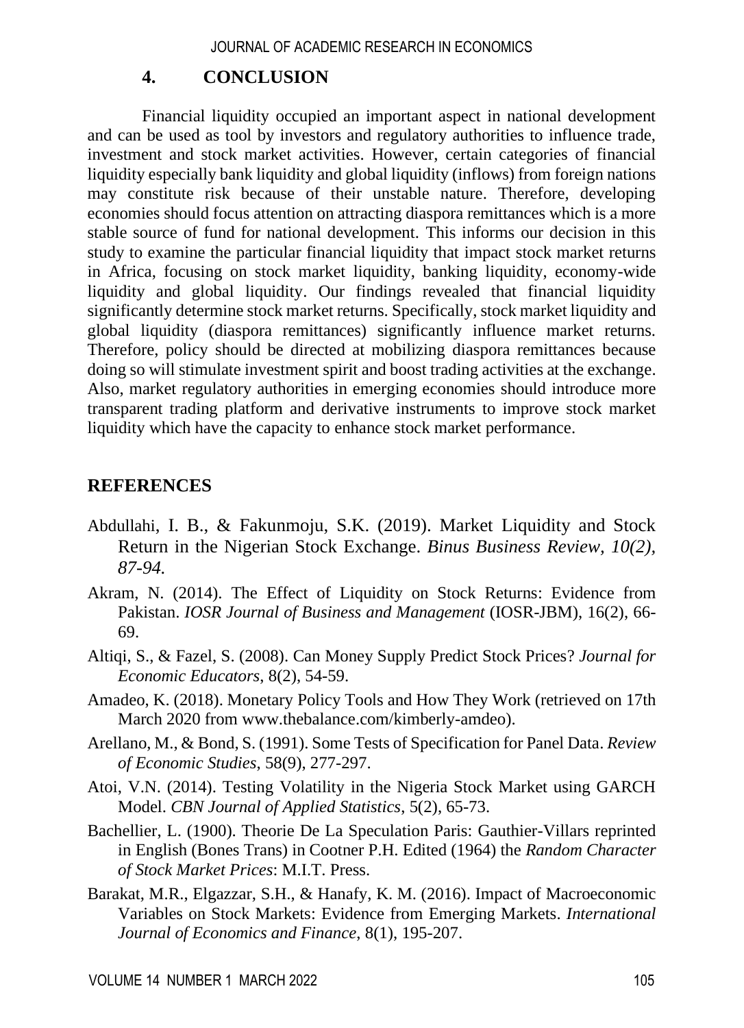## 4. CONCLUSION

Financial liquidity occupied an important aspect in national development and can be used as tool by investors and regulatory authorities to influence trade, investment and stock market activities. However, certain categories of financial liquidity especially bank liquidity and global liquidity (inflows) from foreign nations may constitute risk because of their unstable nature. Therefore, developing economies should focus attention on attracting diaspora remittances which is a more stable source of fund for national development. This informs our decision in this study to examine the particular financial liquidity that impact stock market returns in Africa, focusing on stock market liquidity, banking liquidity, economy-wide liquidity and global liquidity. Our findings revealed that financial liquidity significantly determine stock market returns. Specifically, stock market liquidity and global liquidity (diaspora remittances) significantly influence market returns. Therefore, policy should be directed at mobilizing diaspora remittances because doing so will stimulate investment spirit and boost trading activities at the exchange. Also, market regulatory authorities in emerging economies should introduce more transparent trading platform and derivative instruments to improve stock market liquidity which have the capacity to enhance stock market performance.

## REFERENCES

Abdullahi, I. B., & Fakunmoju, S.K. (2019). Market Liquidity and Stock Return in the Nigerian Stock Exchange. *Binus Business Review, 10(2), 87-94.*

Akram, N. (2014). The Effect of Liquidity on Stock Returns: Evidence from Pakistan. *IOSR Journal of Business and Management* (IOSR-JBM), 16(2), 66-69.

Altiqi, S., & Fazel, S. (2008). Can Money Supply Predict Stock Prices? *Journal for Economic Educators*, 8(2), 54-59.

Amadeo, K. (2018). Monetary Policy Tools and How They Work (retrieved on 17th March 2020 from www.thebalance.com/kimberly-amdeo).

Arellano, M., & Bond, S. (1991). Some Tests of Specification for Panel Data. *Review of Economic Studies*, 58(9), 277-297.

Atoi, V.N. (2014). Testing Volatility in the Nigeria Stock Market using GARCH Model. *CBN Journal of Applied Statistics*, 5(2), 65-73.

Bachellier, L. (1900). Theorie De La Speculation Paris: Gauthier-Villars reprinted in English (Bones Trans) in Cootner P.H. Edited (1964) the *Random Character of Stock Market Prices*: M.I.T. Press.

Barakat, M.R., Elgazzar, S.H., & Hanafy, K. M. (2016). Impact of Macroeconomic Variables on Stock Markets: Evidence from Emerging Markets. *International Journal of Economics and Finance*, 8(1), 195-207.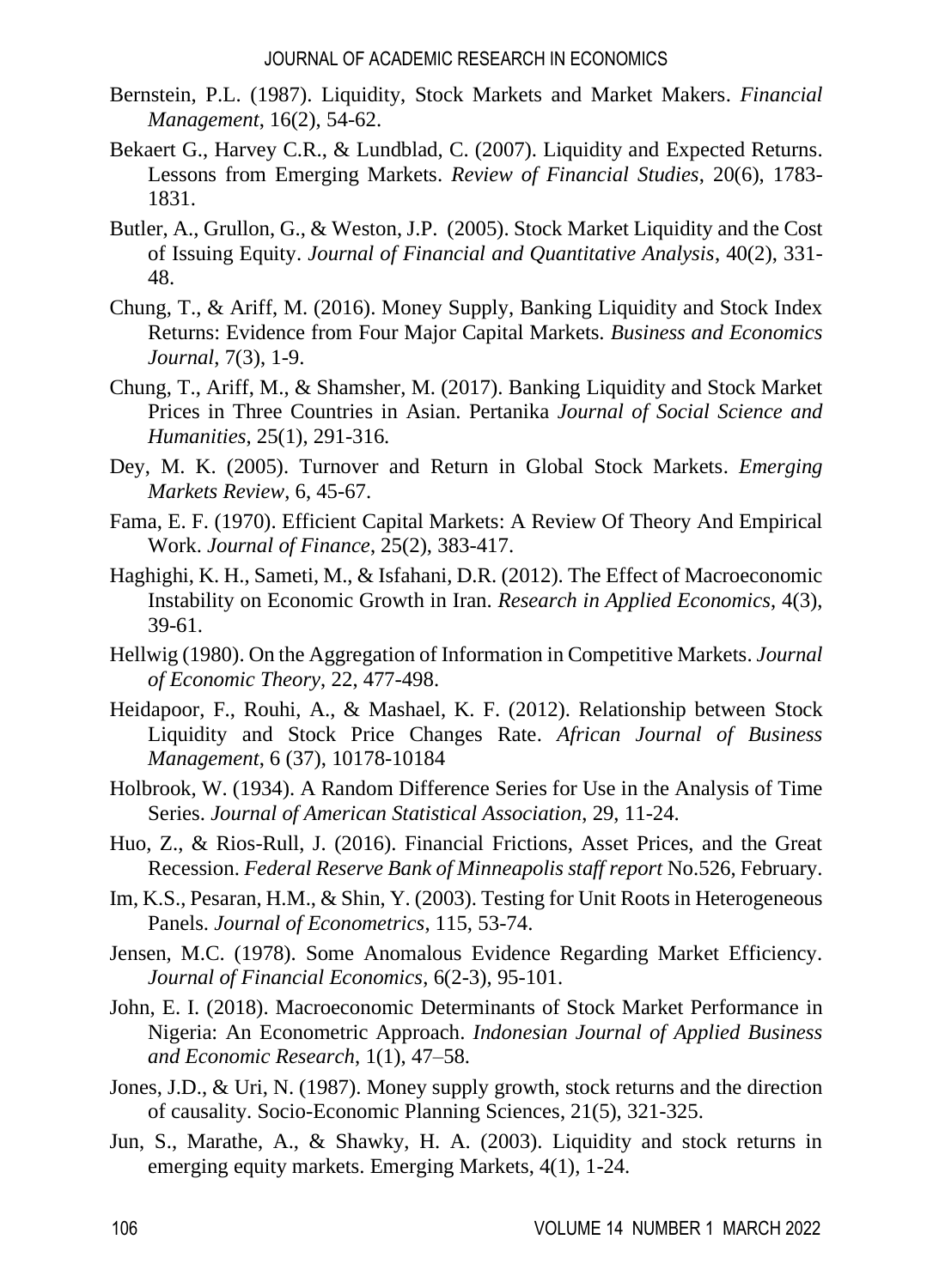Bernstein, P.L. (1987). Liquidity, Stock Markets and Market Makers. *Financial Management*, 16(2), 54-62.

Bekaert G., Harvey C.R., & Lundblad, C. (2007). Liquidity and Expected Returns. Lessons from Emerging Markets. *Review of Financial Studies*, 20(6), 1783-1831.

Butler, A., Grullon, G., & Weston, J.P. (2005). Stock Market Liquidity and the Cost of Issuing Equity. *Journal of Financial and Quantitative Analysis*, 40(2), 331-48.

Chung, T., & Ariff, M. (2016). Money Supply, Banking Liquidity and Stock Index Returns: Evidence from Four Major Capital Markets. *Business and Economics Journal*, 7(3), 1-9.

Chung, T., Ariff, M., & Shamsher, M. (2017). Banking Liquidity and Stock Market Prices in Three Countries in Asian. Pertanika *Journal of Social Science and Humanities*, 25(1), 291-316.

Dey, M. K. (2005). Turnover and Return in Global Stock Markets. *Emerging Markets Review*, 6, 45-67.

Fama, E. F. (1970). Efficient Capital Markets: A Review Of Theory And Empirical Work. *Journal of Finance*, 25(2), 383-417.

Haghighi, K. H., Sameti, M., & Isfahani, D.R. (2012). The Effect of Macroeconomic Instability on Economic Growth in Iran. *Research in Applied Economics*, 4(3), 39-61.

Hellwig (1980). On the Aggregation of Information in Competitive Markets. *Journal of Economic Theory*, 22, 477-498.

Heidapoor, F., Rouhi, A., & Mashael, K. F. (2012). Relationship between Stock Liquidity and Stock Price Changes Rate. *African Journal of Business Management*, 6 (37), 10178-10184

Holbrook, W. (1934). A Random Difference Series for Use in the Analysis of Time Series. *Journal of American Statistical Association*, 29, 11-24.

Huo, Z., & Rios-Rull, J. (2016). Financial Frictions, Asset Prices, and the Great Recession. *Federal Reserve Bank of Minneapolis staff report* No.526, February.

Im, K.S., Pesaran, H.M., & Shin, Y. (2003). Testing for Unit Roots in Heterogeneous Panels. *Journal of Econometrics*, 115, 53-74.

Jensen, M.C. (1978). Some Anomalous Evidence Regarding Market Efficiency. *Journal of Financial Economics*, 6(2-3), 95-101.

John, E. I. (2018). Macroeconomic Determinants of Stock Market Performance in Nigeria: An Econometric Approach. *Indonesian Journal of Applied Business and Economic Research*, 1(1), 47–58.

Jones, J.D., & Uri, N. (1987). Money supply growth, stock returns and the direction of causality. Socio-Economic Planning Sciences, 21(5), 321-325.

Jun, S., Marathe, A., & Shawky, H. A. (2003). Liquidity and stock returns in emerging equity markets. Emerging Markets, 4(1), 1-24.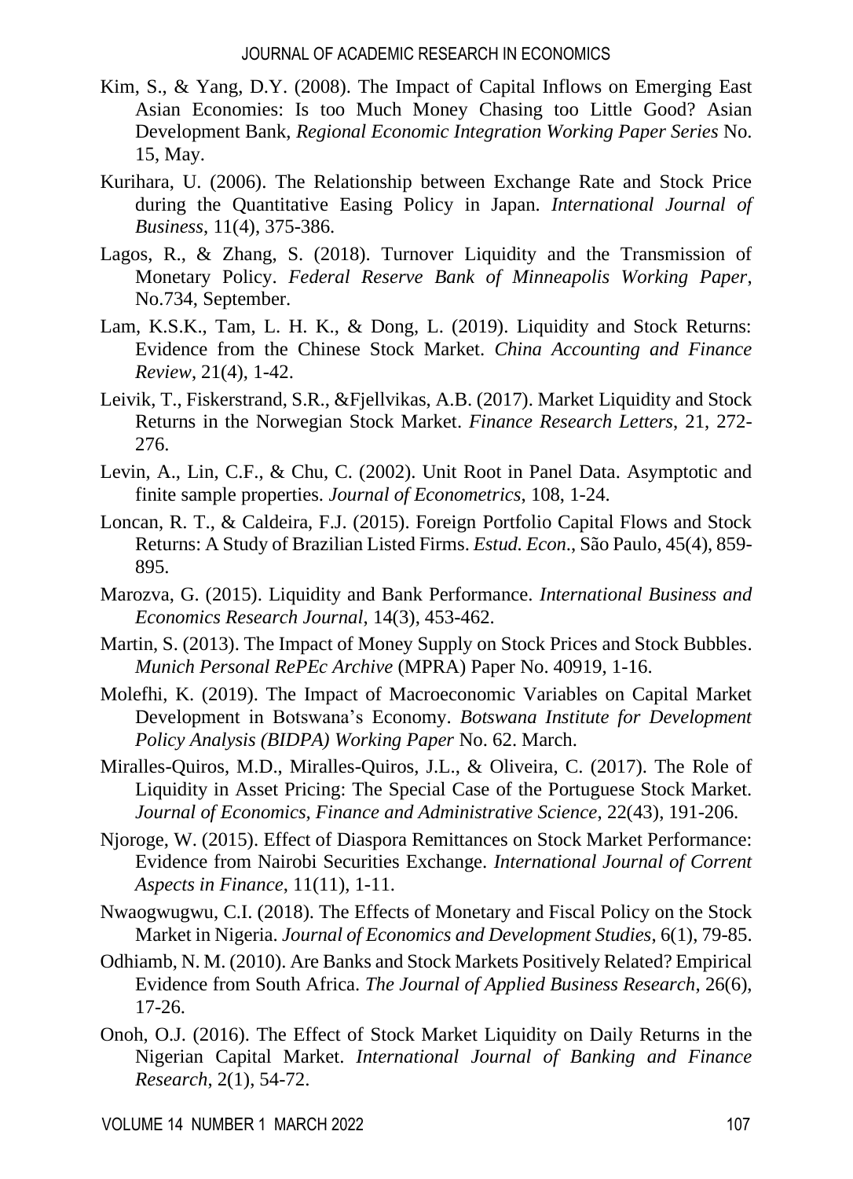Kim, S., & Yang, D.Y. (2008). The Impact of Capital Inflows on Emerging East Asian Economies: Is too Much Money Chasing too Little Good? Asian Development Bank, *Regional Economic Integration Working Paper Series* No. 15, May.

Kurihara, U. (2006). The Relationship between Exchange Rate and Stock Price during the Quantitative Easing Policy in Japan. *International Journal of Business*, 11(4), 375-386.

Lagos, R., & Zhang, S. (2018). Turnover Liquidity and the Transmission of Monetary Policy. *Federal Reserve Bank of Minneapolis Working Paper*, No.734, September.

Lam, K.S.K., Tam, L. H. K., & Dong, L. (2019). Liquidity and Stock Returns: Evidence from the Chinese Stock Market. *China Accounting and Finance Review*, 21(4), 1-42.

Leivik, T., Fiskerstrand, S.R., &Fjellvikas, A.B. (2017). Market Liquidity and Stock Returns in the Norwegian Stock Market. *Finance Research Letters*, 21, 272-276.

Levin, A., Lin, C.F., & Chu, C. (2002). Unit Root in Panel Data. Asymptotic and finite sample properties. *Journal of Econometrics*, 108, 1-24.

Loncan, R. T., & Caldeira, F.J. (2015). Foreign Portfolio Capital Flows and Stock Returns: A Study of Brazilian Listed Firms. *Estud. Econ*., São Paulo, 45(4), 859-895.

Marozva, G. (2015). Liquidity and Bank Performance. *International Business and Economics Research Journal*, 14(3), 453-462.

Martin, S. (2013). The Impact of Money Supply on Stock Prices and Stock Bubbles. *Munich Personal RePEc Archive* (MPRA) Paper No. 40919, 1-16.

Molefhi, K. (2019). The Impact of Macroeconomic Variables on Capital Market Development in Botswana's Economy. *Botswana Institute for Development Policy Analysis (BIDPA) Working Paper* No. 62. March.

Miralles-Quiros, M.D., Miralles-Quiros, J.L., & Oliveira, C. (2017). The Role of Liquidity in Asset Pricing: The Special Case of the Portuguese Stock Market. *Journal of Economics, Finance and Administrative Science*, 22(43), 191-206.

Njoroge, W. (2015). Effect of Diaspora Remittances on Stock Market Performance: Evidence from Nairobi Securities Exchange. *International Journal of Corrent Aspects in Finance*, 11(11), 1-11.

Nwaogwugwu, C.I. (2018). The Effects of Monetary and Fiscal Policy on the Stock Market in Nigeria. *Journal of Economics and Development Studies*, 6(1), 79-85.

Odhiamb, N. M. (2010). Are Banks and Stock Markets Positively Related? Empirical Evidence from South Africa. *The Journal of Applied Business Research*, 26(6), 17-26.

Onoh, O.J. (2016). The Effect of Stock Market Liquidity on Daily Returns in the Nigerian Capital Market. *International Journal of Banking and Finance Research*, 2(1), 54-72.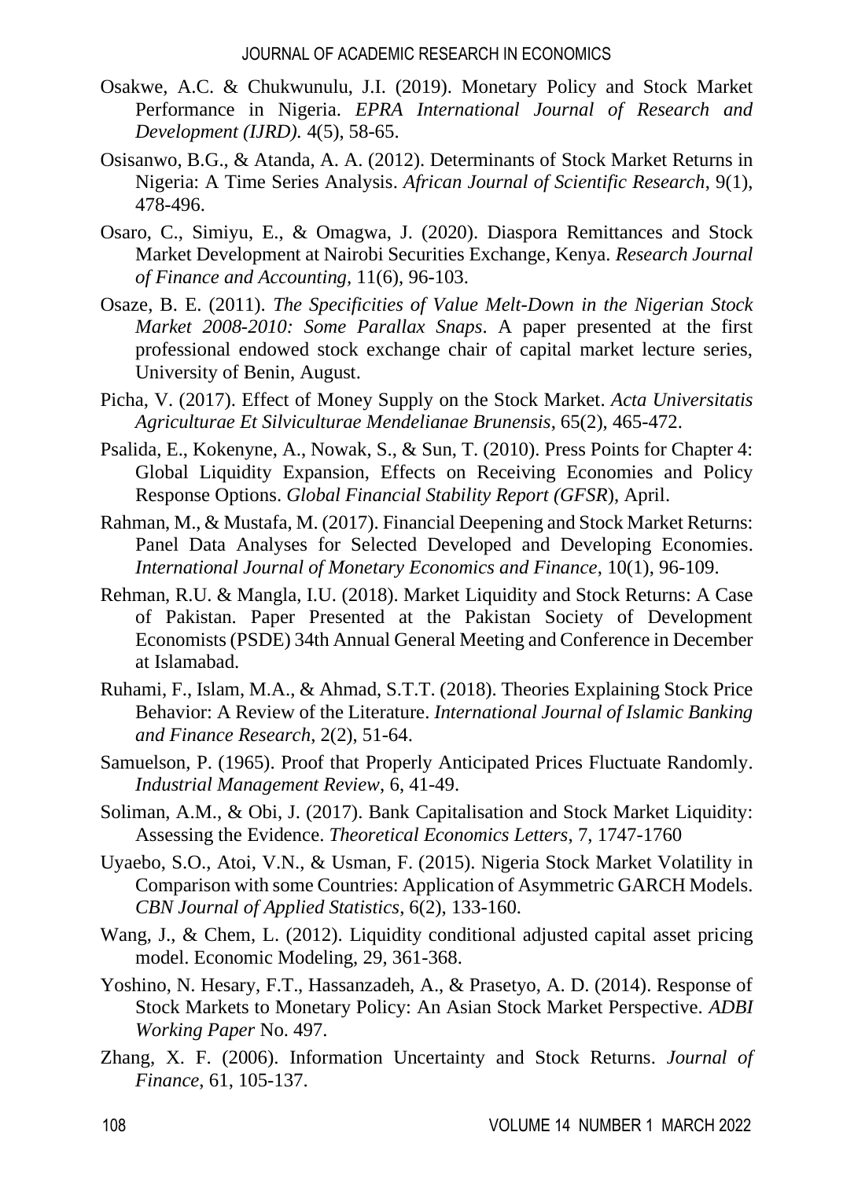Osakwe, A.C. & Chukwunulu, J.I. (2019). Monetary Policy and Stock Market Performance in Nigeria. *EPRA International Journal of Research and Development (IJRD)*. 4(5), 58-65.

Osisanwo, B.G., & Atanda, A. A. (2012). Determinants of Stock Market Returns in Nigeria: A Time Series Analysis. *African Journal of Scientific Research*, 9(1), 478-496.

Osaro, C., Simiyu, E., & Omagwa, J. (2020). Diaspora Remittances and Stock Market Development at Nairobi Securities Exchange, Kenya. *Research Journal of Finance and Accounting*, 11(6), 96-103.

Osaze, B. E. (2011). *The Specificities of Value Melt-Down in the Nigerian Stock Market 2008-2010: Some Parallax Snaps*. A paper presented at the first professional endowed stock exchange chair of capital market lecture series, University of Benin, August.

Picha, V. (2017). Effect of Money Supply on the Stock Market. *Acta Universitatis Agriculturae Et Silviculturae Mendelianae Brunensis*, 65(2), 465-472.

Psalida, E., Kokenyne, A., Nowak, S., & Sun, T. (2010). Press Points for Chapter 4: Global Liquidity Expansion, Effects on Receiving Economies and Policy Response Options. *Global Financial Stability Report (GFSR*), April.

Rahman, M., & Mustafa, M. (2017). Financial Deepening and Stock Market Returns: Panel Data Analyses for Selected Developed and Developing Economies. *International Journal of Monetary Economics and Finance*, 10(1), 96-109.

Rehman, R.U. & Mangla, I.U. (2018). Market Liquidity and Stock Returns: A Case of Pakistan. Paper Presented at the Pakistan Society of Development Economists (PSDE) 34th Annual General Meeting and Conference in December at Islamabad.

Ruhami, F., Islam, M.A., & Ahmad, S.T.T. (2018). Theories Explaining Stock Price Behavior: A Review of the Literature. *International Journal of Islamic Banking and Finance Research*, 2(2), 51-64.

Samuelson, P. (1965). Proof that Properly Anticipated Prices Fluctuate Randomly. *Industrial Management Review*, 6, 41-49.

Soliman, A.M., & Obi, J. (2017). Bank Capitalisation and Stock Market Liquidity: Assessing the Evidence. *Theoretical Economics Letters*, 7, 1747-1760

Uyaebo, S.O., Atoi, V.N., & Usman, F. (2015). Nigeria Stock Market Volatility in Comparison with some Countries: Application of Asymmetric GARCH Models. *CBN Journal of Applied Statistics*, 6(2), 133-160.

Wang, J., & Chem, L. (2012). Liquidity conditional adjusted capital asset pricing model. Economic Modeling, 29, 361-368.

Yoshino, N. Hesary, F.T., Hassanzadeh, A., & Prasetyo, A. D. (2014). Response of Stock Markets to Monetary Policy: An Asian Stock Market Perspective. *ADBI Working Paper* No. 497.

Zhang, X. F. (2006). Information Uncertainty and Stock Returns. *Journal of Finance*, 61, 105-137.